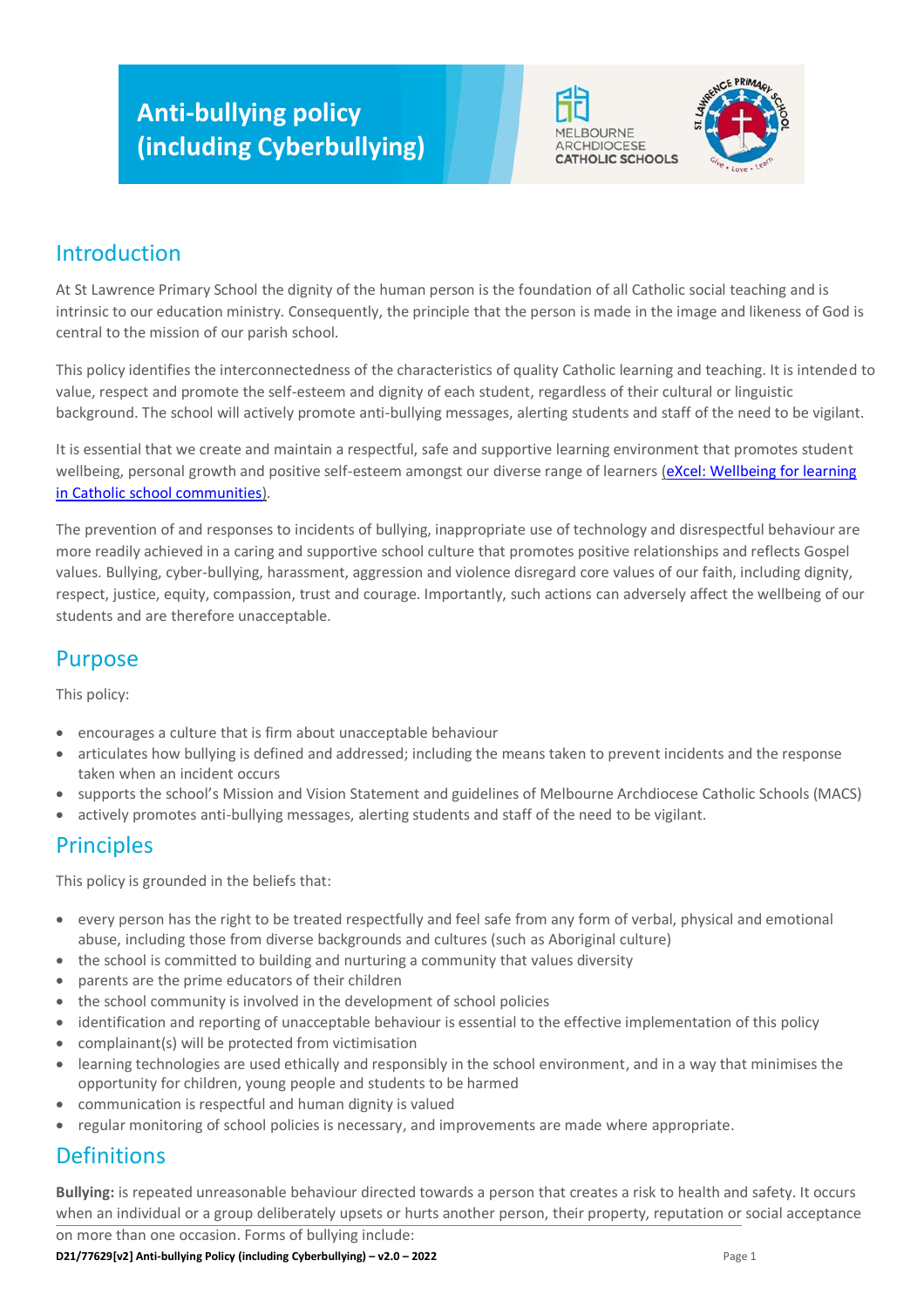# Anti-bullying policy (including Cyberbullying)

## Introduction

At St Lawrence Primary School the dignity of the human person is the foundation of all Catholic social teaching and is intrinsic to our education ministry. Consequently, the principle that the person is made in the image and likeness of God is central to the mission of our parish school.

This policy identifies the interconnectedness of the characteristics of quality Catholic learning and teaching. It is intended to value, respect and promote the self-esteem and dignity of each student, regardless of their cultural or linguistic background. The school will actively promote anti-bullying messages, alerting students and staff of the need to be vigilant.

It is essential that we create and maintain a respectful, safe and supportive learning environment that promotes student wellbeing, personal growth and positive self-esteem amongst our diverse range of learners (eXcel: Wellbeing for learning in Catholic school communities).

The prevention of and responses to incidents of bullying, inappropriate use of technology and disrespectful behaviour are more readily achieved in a caring and supportive school culture that promotes positive relationships and reflects Gospel values. Bullying, cyber-bullying, harassment, aggression and violence disregard core values of our faith, including dignity, respect, justice, equity, compassion, trust and courage. Importantly, such actions can adversely affect the wellbeing of our students and are therefore unacceptable.

## Purpose

This policy:

- encourages a culture that is firm about unacceptable behaviour
- articulates how bullying is defined and addressed; including the means taken to prevent incidents and the response taken when an incident occurs
- supports the school's Mission and Vision Statement and guidelines of Melbourne Archdiocese Catholic Schools (MACS)
- actively promotes anti-bullying messages, alerting students and staff of the need to be vigilant.

## Principles

This policy is grounded in the beliefs that:

- every person has the right to be treated respectfully and feel safe from any form of verbal, physical and emotional abuse, including those from diverse backgrounds and cultures (such as Aboriginal culture)
- the school is committed to building and nurturing a community that values diversity
- parents are the prime educators of their children
- the school community is involved in the development of school policies
- identification and reporting of unacceptable behaviour is essential to the effective implementation of this policy
- complainant(s) will be protected from victimisation
- learning technologies are used ethically and responsibly in the school environment, and in a way that minimises the opportunity for children, young people and students to be harmed
- communication is respectful and human dignity is valued
- regular monitoring of school policies is necessary, and improvements are made where appropriate.

## Definitions

**Bullying:** is repeated unreasonable behaviour directed towards a person that creates a risk to health and safety. It occurs when an individual or a group deliberately upsets or hurts another person, their property, reputation or social acceptance on more than one occasion. Forms of bullying include: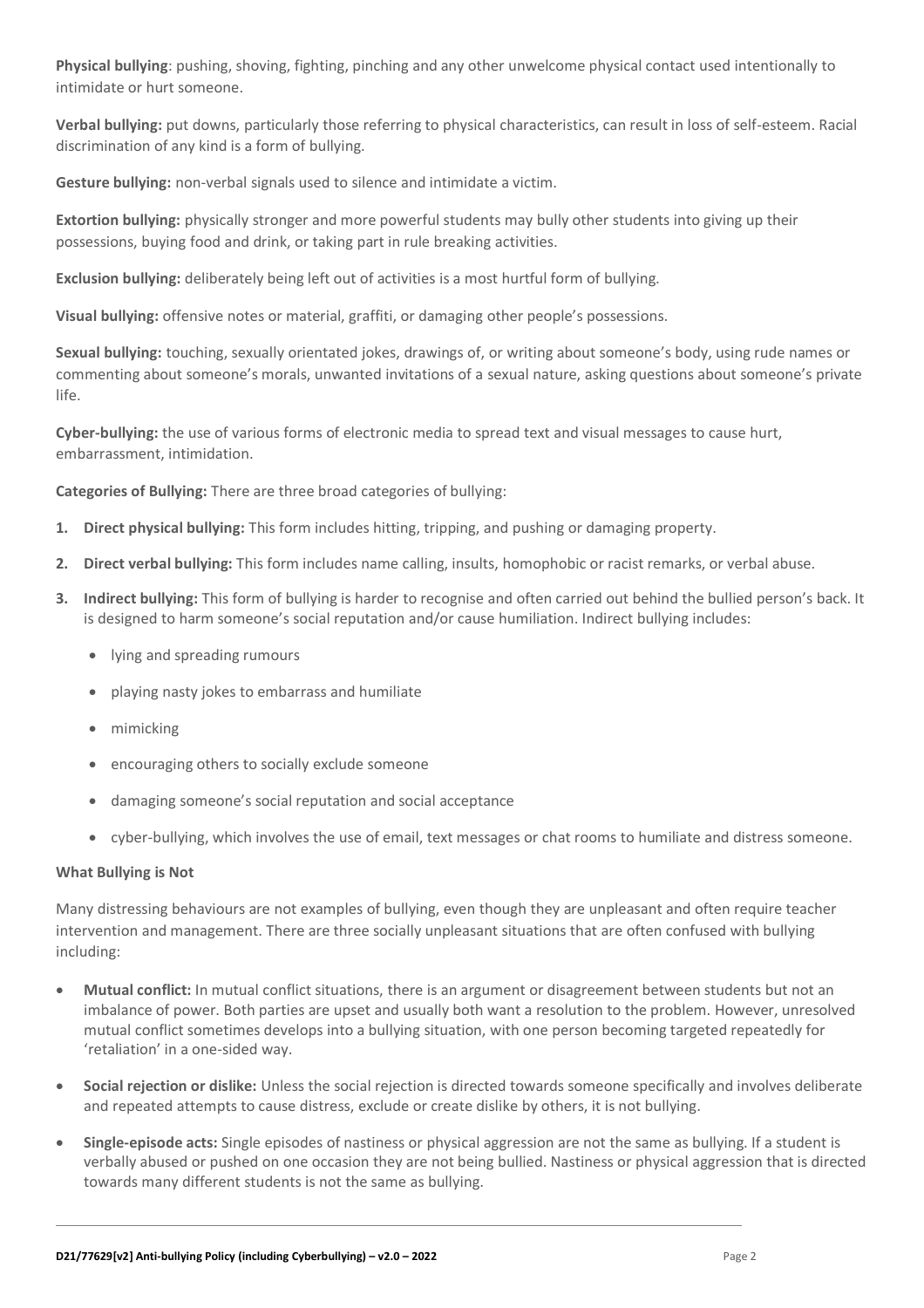**Physical bullying**: pushing, shoving, fighting, pinching and any other unwelcome physical contact used intentionally to intimidate or hurt someone.

**Verbal bullying:** put downs, particularly those referring to physical characteristics, can result in loss of self-esteem. Racial discrimination of any kind is a form of bullying.

**Gesture bullying:** non-verbal signals used to silence and intimidate a victim.

**Extortion bullying:** physically stronger and more powerful students may bully other students into giving up their possessions, buying food and drink, or taking part in rule breaking activities.

**Exclusion bullying:** deliberately being left out of activities is a most hurtful form of bullying.

**Visual bullying:** offensive notes or material, graffiti, or damaging other people's possessions.

**Sexual bullying:** touching, sexually orientated jokes, drawings of, or writing about someone's body, using rude names or commenting about someone's morals, unwanted invitations of a sexual nature, asking questions about someone's private life.

**Cyber-bullying:** the use of various forms of electronic media to spread text and visual messages to cause hurt, embarrassment, intimidation.

**Categories of Bullying:** There are three broad categories of bullying:

1. **Direct physical bullying:** This form includes hitting, tripping, and pushing or damaging property.
2. **Direct verbal bullying:** This form includes name calling, insults, homophobic or racist remarks, or verbal abuse.
3. **Indirect bullying:** This form of bullying is harder to recognise and often carried out behind the bullied person's back. It is designed to harm someone's social reputation and/or cause humiliation. Indirect bullying includes:
   - lying and spreading rumours
   - playing nasty jokes to embarrass and humiliate
   - mimicking
   - encouraging others to socially exclude someone
   - damaging someone's social reputation and social acceptance
   - cyber-bullying, which involves the use of email, text messages or chat rooms to humiliate and distress someone.

**What Bullying is Not**

Many distressing behaviours are not examples of bullying, even though they are unpleasant and often require teacher intervention and management. There are three socially unpleasant situations that are often confused with bullying including:

- **Mutual conflict:** In mutual conflict situations, there is an argument or disagreement between students but not an imbalance of power. Both parties are upset and usually both want a resolution to the problem. However, unresolved mutual conflict sometimes develops into a bullying situation, with one person becoming targeted repeatedly for 'retaliation' in a one-sided way.
- **Social rejection or dislike:** Unless the social rejection is directed towards someone specifically and involves deliberate and repeated attempts to cause distress, exclude or create dislike by others, it is not bullying.
- **Single-episode acts:** Single episodes of nastiness or physical aggression are not the same as bullying. If a student is verbally abused or pushed on one occasion they are not being bullied. Nastiness or physical aggression that is directed towards many different students is not the same as bullying.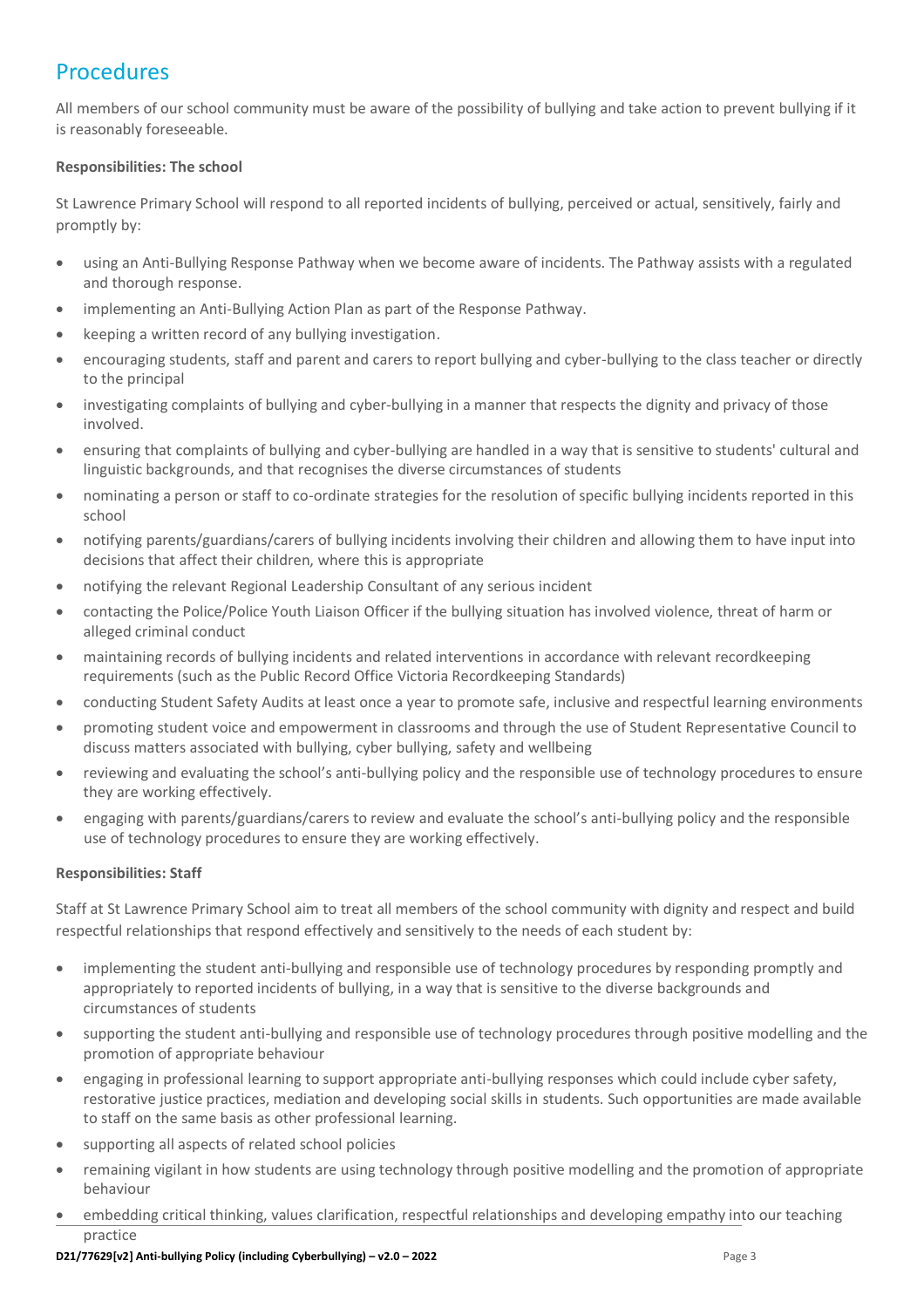## Procedures

All members of our school community must be aware of the possibility of bullying and take action to prevent bullying if it is reasonably foreseeable.

**Responsibilities: The school**

St Lawrence Primary School will respond to all reported incidents of bullying, perceived or actual, sensitively, fairly and promptly by:

- using an Anti-Bullying Response Pathway when we become aware of incidents. The Pathway assists with a regulated and thorough response.
- implementing an Anti-Bullying Action Plan as part of the Response Pathway.
- keeping a written record of any bullying investigation.
- encouraging students, staff and parent and carers to report bullying and cyber-bullying to the class teacher or directly to the principal
- investigating complaints of bullying and cyber-bullying in a manner that respects the dignity and privacy of those involved.
- ensuring that complaints of bullying and cyber-bullying are handled in a way that is sensitive to students' cultural and linguistic backgrounds, and that recognises the diverse circumstances of students
- nominating a person or staff to co-ordinate strategies for the resolution of specific bullying incidents reported in this school
- notifying parents/guardians/carers of bullying incidents involving their children and allowing them to have input into decisions that affect their children, where this is appropriate
- notifying the relevant Regional Leadership Consultant of any serious incident
- contacting the Police/Police Youth Liaison Officer if the bullying situation has involved violence, threat of harm or alleged criminal conduct
- maintaining records of bullying incidents and related interventions in accordance with relevant recordkeeping requirements (such as the Public Record Office Victoria Recordkeeping Standards)
- conducting Student Safety Audits at least once a year to promote safe, inclusive and respectful learning environments
- promoting student voice and empowerment in classrooms and through the use of Student Representative Council to discuss matters associated with bullying, cyber bullying, safety and wellbeing
- reviewing and evaluating the school's anti-bullying policy and the responsible use of technology procedures to ensure they are working effectively.
- engaging with parents/guardians/carers to review and evaluate the school's anti-bullying policy and the responsible use of technology procedures to ensure they are working effectively.

**Responsibilities: Staff**

Staff at St Lawrence Primary School aim to treat all members of the school community with dignity and respect and build respectful relationships that respond effectively and sensitively to the needs of each student by:

- implementing the student anti-bullying and responsible use of technology procedures by responding promptly and appropriately to reported incidents of bullying, in a way that is sensitive to the diverse backgrounds and circumstances of students
- supporting the student anti-bullying and responsible use of technology procedures through positive modelling and the promotion of appropriate behaviour
- engaging in professional learning to support appropriate anti-bullying responses which could include cyber safety, restorative justice practices, mediation and developing social skills in students. Such opportunities are made available to staff on the same basis as other professional learning.
- supporting all aspects of related school policies
- remaining vigilant in how students are using technology through positive modelling and the promotion of appropriate behaviour
- embedding critical thinking, values clarification, respectful relationships and developing empathy into our teaching practice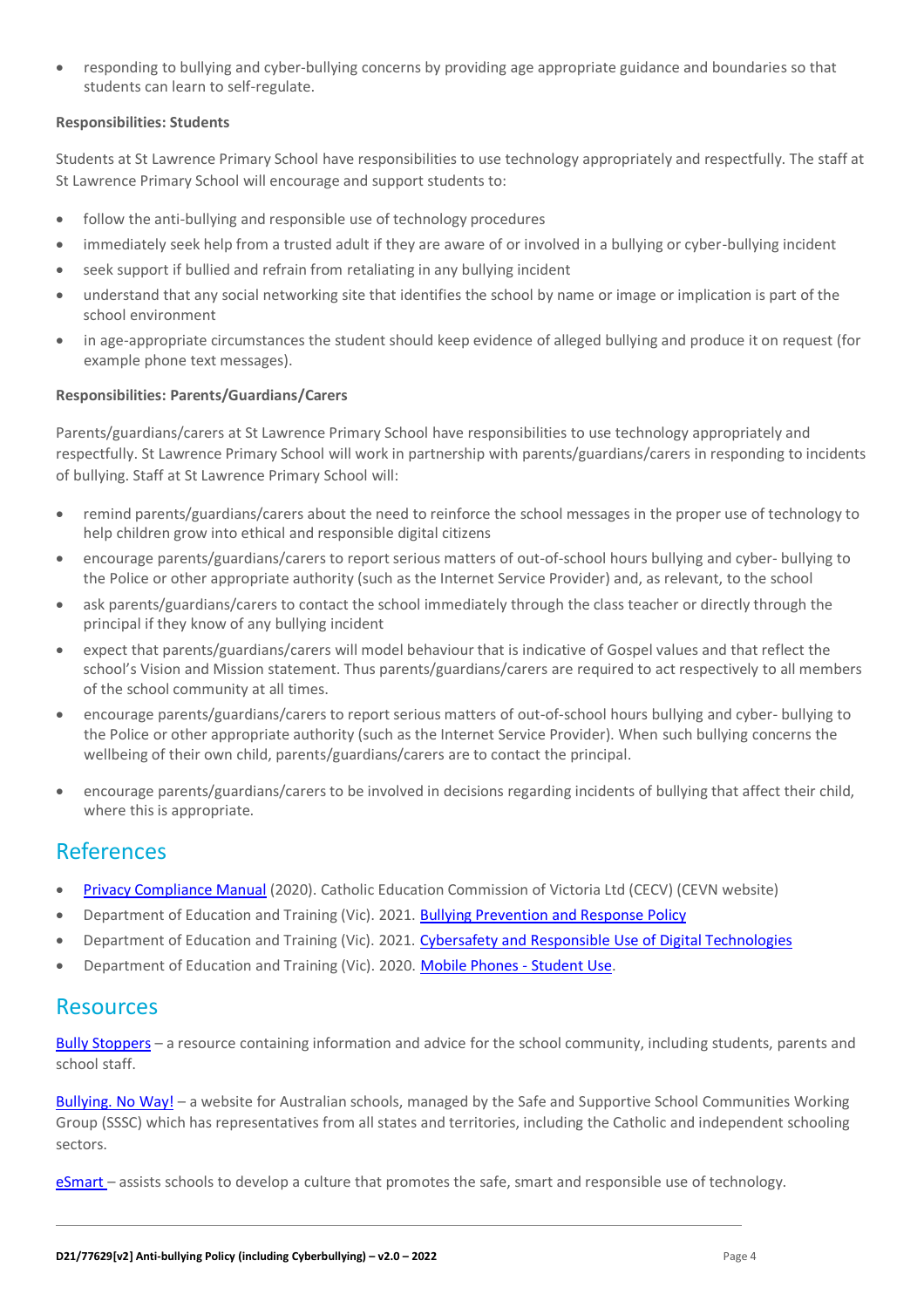- responding to bullying and cyber-bullying concerns by providing age appropriate guidance and boundaries so that students can learn to self-regulate.

**Responsibilities: Students**

Students at St Lawrence Primary School have responsibilities to use technology appropriately and respectfully. The staff at St Lawrence Primary School will encourage and support students to:

- follow the anti-bullying and responsible use of technology procedures
- immediately seek help from a trusted adult if they are aware of or involved in a bullying or cyber-bullying incident
- seek support if bullied and refrain from retaliating in any bullying incident
- understand that any social networking site that identifies the school by name or image or implication is part of the school environment
- in age-appropriate circumstances the student should keep evidence of alleged bullying and produce it on request (for example phone text messages).

**Responsibilities: Parents/Guardians/Carers**

Parents/guardians/carers at St Lawrence Primary School have responsibilities to use technology appropriately and respectfully. St Lawrence Primary School will work in partnership with parents/guardians/carers in responding to incidents of bullying. Staff at St Lawrence Primary School will:

- remind parents/guardians/carers about the need to reinforce the school messages in the proper use of technology to help children grow into ethical and responsible digital citizens
- encourage parents/guardians/carers to report serious matters of out-of-school hours bullying and cyber- bullying to the Police or other appropriate authority (such as the Internet Service Provider) and, as relevant, to the school
- ask parents/guardians/carers to contact the school immediately through the class teacher or directly through the principal if they know of any bullying incident
- expect that parents/guardians/carers will model behaviour that is indicative of Gospel values and that reflect the school's Vision and Mission statement. Thus parents/guardians/carers are required to act respectively to all members of the school community at all times.
- encourage parents/guardians/carers to report serious matters of out-of-school hours bullying and cyber- bullying to the Police or other appropriate authority (such as the Internet Service Provider). When such bullying concerns the wellbeing of their own child, parents/guardians/carers are to contact the principal.
- encourage parents/guardians/carers to be involved in decisions regarding incidents of bullying that affect their child, where this is appropriate.

## References

- Privacy Compliance Manual (2020). Catholic Education Commission of Victoria Ltd (CECV) (CEVN website)
- Department of Education and Training (Vic). 2021. Bullying Prevention and Response Policy
- Department of Education and Training (Vic). 2021. Cybersafety and Responsible Use of Digital Technologies
- Department of Education and Training (Vic). 2020. Mobile Phones - Student Use.

## Resources

Bully Stoppers – a resource containing information and advice for the school community, including students, parents and school staff.

Bullying. No Way! – a website for Australian schools, managed by the Safe and Supportive School Communities Working Group (SSSC) which has representatives from all states and territories, including the Catholic and independent schooling sectors.

eSmart – assists schools to develop a culture that promotes the safe, smart and responsible use of technology.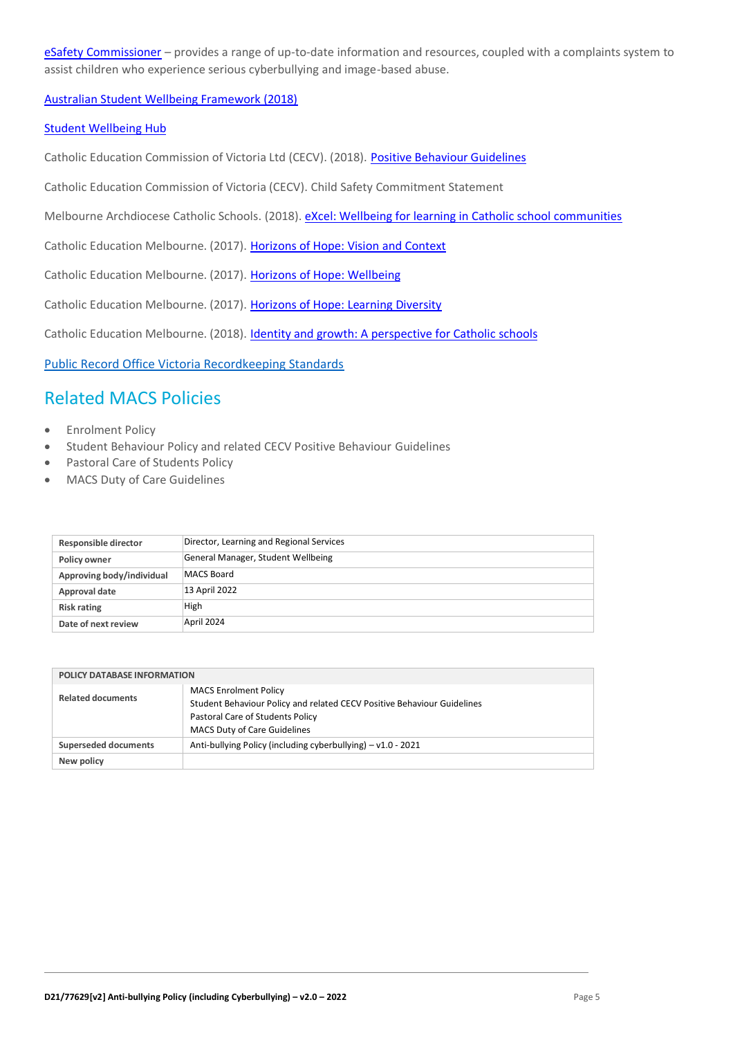eSafety Commissioner – provides a range of up-to-date information and resources, coupled with a complaints system to assist children who experience serious cyberbullying and image-based abuse.

Australian Student Wellbeing Framework (2018)

Student Wellbeing Hub

Catholic Education Commission of Victoria Ltd (CECV). (2018). Positive Behaviour Guidelines

Catholic Education Commission of Victoria (CECV). Child Safety Commitment Statement

Melbourne Archdiocese Catholic Schools. (2018). eXcel: Wellbeing for learning in Catholic school communities

Catholic Education Melbourne. (2017). Horizons of Hope: Vision and Context

Catholic Education Melbourne. (2017). Horizons of Hope: Wellbeing

Catholic Education Melbourne. (2017). Horizons of Hope: Learning Diversity

Catholic Education Melbourne. (2018). Identity and growth: A perspective for Catholic schools

Public Record Office Victoria Recordkeeping Standards

## Related MACS Policies

- Enrolment Policy
- Student Behaviour Policy and related CECV Positive Behaviour Guidelines
- Pastoral Care of Students Policy
- MACS Duty of Care Guidelines

| | |
|---|---|
| **Responsible director** | Director, Learning and Regional Services |
| **Policy owner** | General Manager, Student Wellbeing |
| **Approving body/individual** | MACS Board |
| **Approval date** | 13 April 2022 |
| **Risk rating** | High |
| **Date of next review** | April 2024 |

| **POLICY DATABASE INFORMATION** | |
|---|---|
| **Related documents** | MACS Enrolment Policy<br>Student Behaviour Policy and related CECV Positive Behaviour Guidelines<br>Pastoral Care of Students Policy<br>MACS Duty of Care Guidelines |
| **Superseded documents** | Anti-bullying Policy (including cyberbullying) – v1.0 - 2021 |
| **New policy** | |